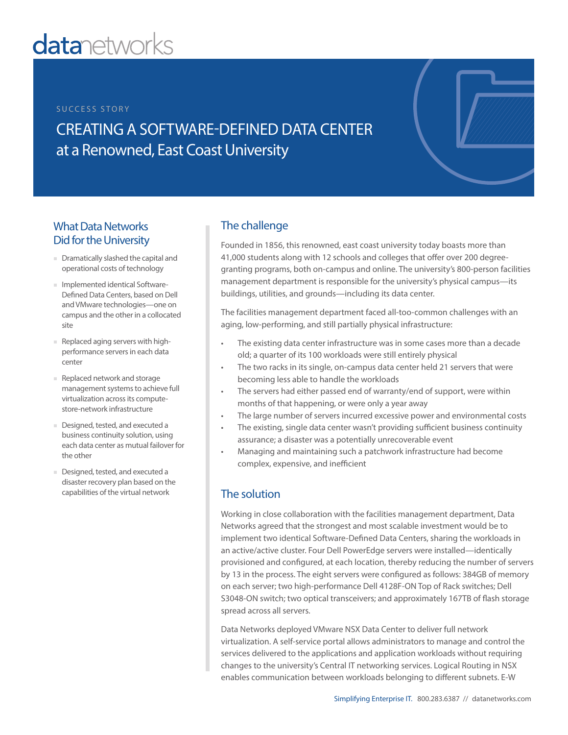datanetworks

SUCCESS STORY

# CREATING A SOFTWARE-DEFINED DATA CENTER at a Renowned, East Coast University

## What Data Networks Did for the University

- Dramatically slashed the capital and operational costs of technology
- Implemented identical Software-Defined Data Centers, based on Dell and VMware technologies—one on campus and the other in a collocated site
- Replaced aging servers with high-performance servers in each data center
- Replaced network and storage management systems to achieve full virtualization across its compute-store-network infrastructure
- Designed, tested, and executed a business continuity solution, using each data center as mutual failover for the other
- Designed, tested, and executed a disaster recovery plan based on the capabilities of the virtual network

## The challenge

Founded in 1856, this renowned, east coast university today boasts more than 41,000 students along with 12 schools and colleges that offer over 200 degree-granting programs, both on-campus and online. The university's 800-person facilities management department is responsible for the university's physical campus—its buildings, utilities, and grounds—including its data center.

The facilities management department faced all-too-common challenges with an aging, low-performing, and still partially physical infrastructure:

- The existing data center infrastructure was in some cases more than a decade old; a quarter of its 100 workloads were still entirely physical
- The two racks in its single, on-campus data center held 21 servers that were becoming less able to handle the workloads
- The servers had either passed end of warranty/end of support, were within months of that happening, or were only a year away
- The large number of servers incurred excessive power and environmental costs
- The existing, single data center wasn't providing sufficient business continuity assurance; a disaster was a potentially unrecoverable event
- Managing and maintaining such a patchwork infrastructure had become complex, expensive, and inefficient

## The solution

Working in close collaboration with the facilities management department, Data Networks agreed that the strongest and most scalable investment would be to implement two identical Software-Defined Data Centers, sharing the workloads in an active/active cluster. Four Dell PowerEdge servers were installed—identically provisioned and configured, at each location, thereby reducing the number of servers by 13 in the process. The eight servers were configured as follows: 384GB of memory on each server; two high-performance Dell 4128F-ON Top of Rack switches; Dell S3048-ON switch; two optical transceivers; and approximately 167TB of flash storage spread across all servers.

Data Networks deployed VMware NSX Data Center to deliver full network virtualization. A self-service portal allows administrators to manage and control the services delivered to the applications and application workloads without requiring changes to the university's Central IT networking services. Logical Routing in NSX enables communication between workloads belonging to different subnets. E-W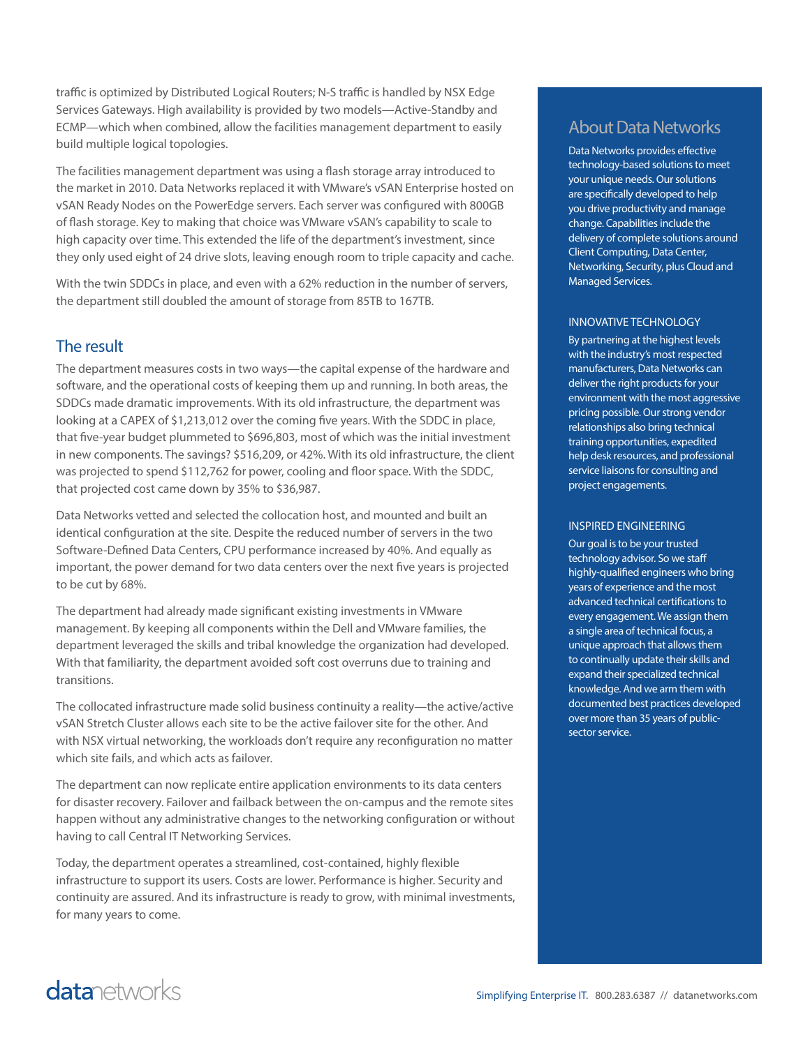traffic is optimized by Distributed Logical Routers; N-S traffic is handled by NSX Edge Services Gateways. High availability is provided by two models—Active-Standby and ECMP—which when combined, allow the facilities management department to easily build multiple logical topologies.

The facilities management department was using a flash storage array introduced to the market in 2010. Data Networks replaced it with VMware's vSAN Enterprise hosted on vSAN Ready Nodes on the PowerEdge servers. Each server was configured with 800GB of flash storage. Key to making that choice was VMware vSAN's capability to scale to high capacity over time. This extended the life of the department's investment, since they only used eight of 24 drive slots, leaving enough room to triple capacity and cache.

With the twin SDDCs in place, and even with a 62% reduction in the number of servers, the department still doubled the amount of storage from 85TB to 167TB.

## The result

The department measures costs in two ways—the capital expense of the hardware and software, and the operational costs of keeping them up and running. In both areas, the SDDCs made dramatic improvements. With its old infrastructure, the department was looking at a CAPEX of $1,213,012 over the coming five years. With the SDDC in place, that five-year budget plummeted to $696,803, most of which was the initial investment in new components. The savings? $516,209, or 42%. With its old infrastructure, the client was projected to spend $112,762 for power, cooling and floor space. With the SDDC, that projected cost came down by 35% to $36,987.

Data Networks vetted and selected the collocation host, and mounted and built an identical configuration at the site. Despite the reduced number of servers in the two Software-Defined Data Centers, CPU performance increased by 40%. And equally as important, the power demand for two data centers over the next five years is projected to be cut by 68%.

The department had already made significant existing investments in VMware management. By keeping all components within the Dell and VMware families, the department leveraged the skills and tribal knowledge the organization had developed. With that familiarity, the department avoided soft cost overruns due to training and transitions.

The collocated infrastructure made solid business continuity a reality—the active/active vSAN Stretch Cluster allows each site to be the active failover site for the other. And with NSX virtual networking, the workloads don't require any reconfiguration no matter which site fails, and which acts as failover.

The department can now replicate entire application environments to its data centers for disaster recovery. Failover and failback between the on-campus and the remote sites happen without any administrative changes to the networking configuration or without having to call Central IT Networking Services.

Today, the department operates a streamlined, cost-contained, highly flexible infrastructure to support its users. Costs are lower. Performance is higher. Security and continuity are assured. And its infrastructure is ready to grow, with minimal investments, for many years to come.

## About Data Networks

Data Networks provides effective technology-based solutions to meet your unique needs. Our solutions are specifically developed to help you drive productivity and manage change. Capabilities include the delivery of complete solutions around Client Computing, Data Center, Networking, Security, plus Cloud and Managed Services.

### INNOVATIVE TECHNOLOGY

By partnering at the highest levels with the industry's most respected manufacturers, Data Networks can deliver the right products for your environment with the most aggressive pricing possible. Our strong vendor relationships also bring technical training opportunities, expedited help desk resources, and professional service liaisons for consulting and project engagements.

### INSPIRED ENGINEERING

Our goal is to be your trusted technology advisor. So we staff highly-qualified engineers who bring years of experience and the most advanced technical certifications to every engagement. We assign them a single area of technical focus, a unique approach that allows them to continually update their skills and expand their specialized technical knowledge. And we arm them with documented best practices developed over more than 35 years of public-sector service.

datanetworks

Simplifying Enterprise IT. 800.283.6387 // datanetworks.com